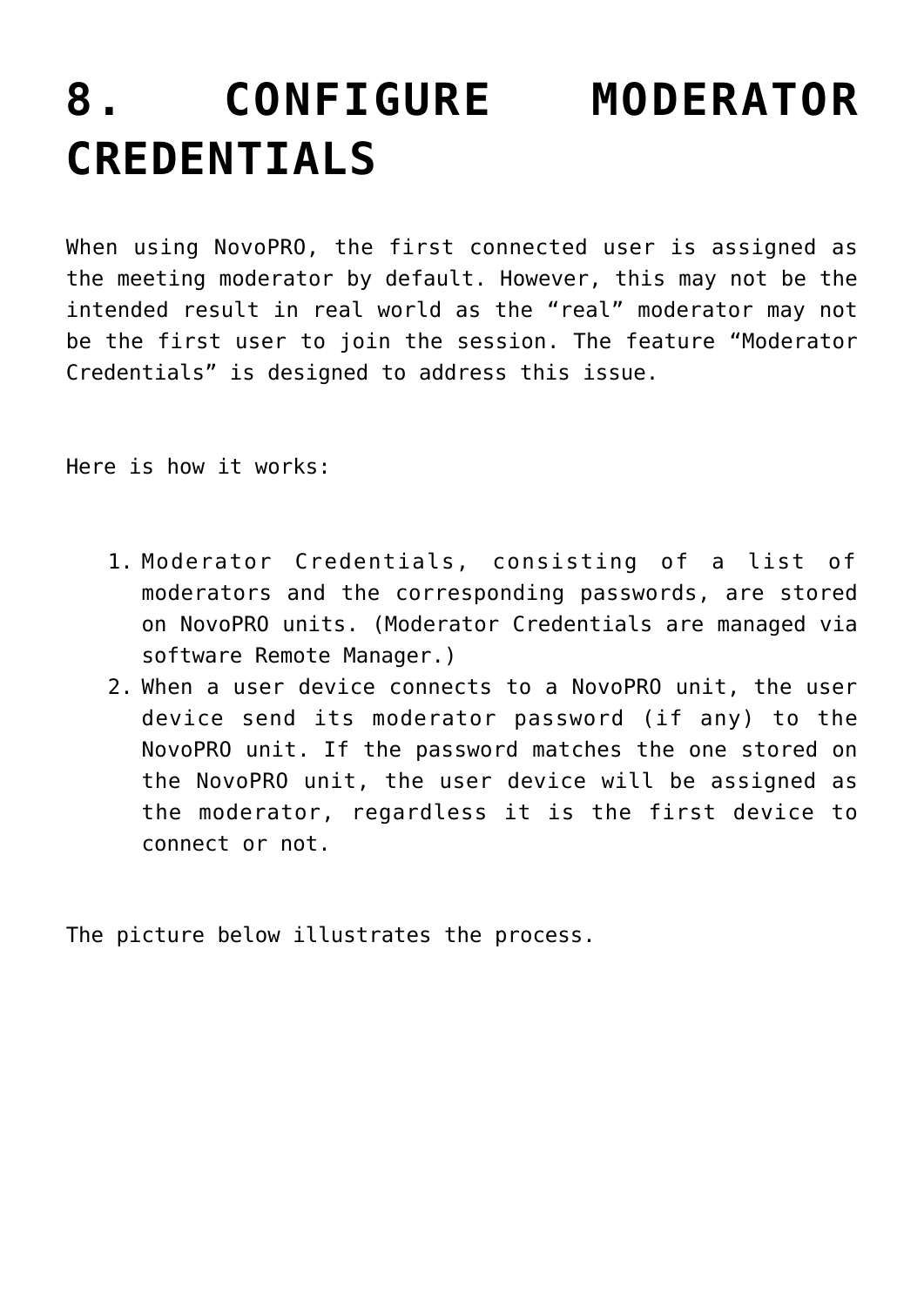# 8. CONFIGURE MODERATOR CREDENTIALS

When using NovoPRO, the first connected user is assigned as the meeting moderator by default. However, this may not be the intended result in real world as the "real" moderator may not be the first user to join the session. The feature "Moderator Credentials" is designed to address this issue.

Here is how it works:

1. Moderator Credentials, consisting of a list of moderators and the corresponding passwords, are stored on NovoPRO units. (Moderator Credentials are managed via software Remote Manager.)
2. When a user device connects to a NovoPRO unit, the user device send its moderator password (if any) to the NovoPRO unit. If the password matches the one stored on the NovoPRO unit, the user device will be assigned as the moderator, regardless it is the first device to connect or not.

The picture below illustrates the process.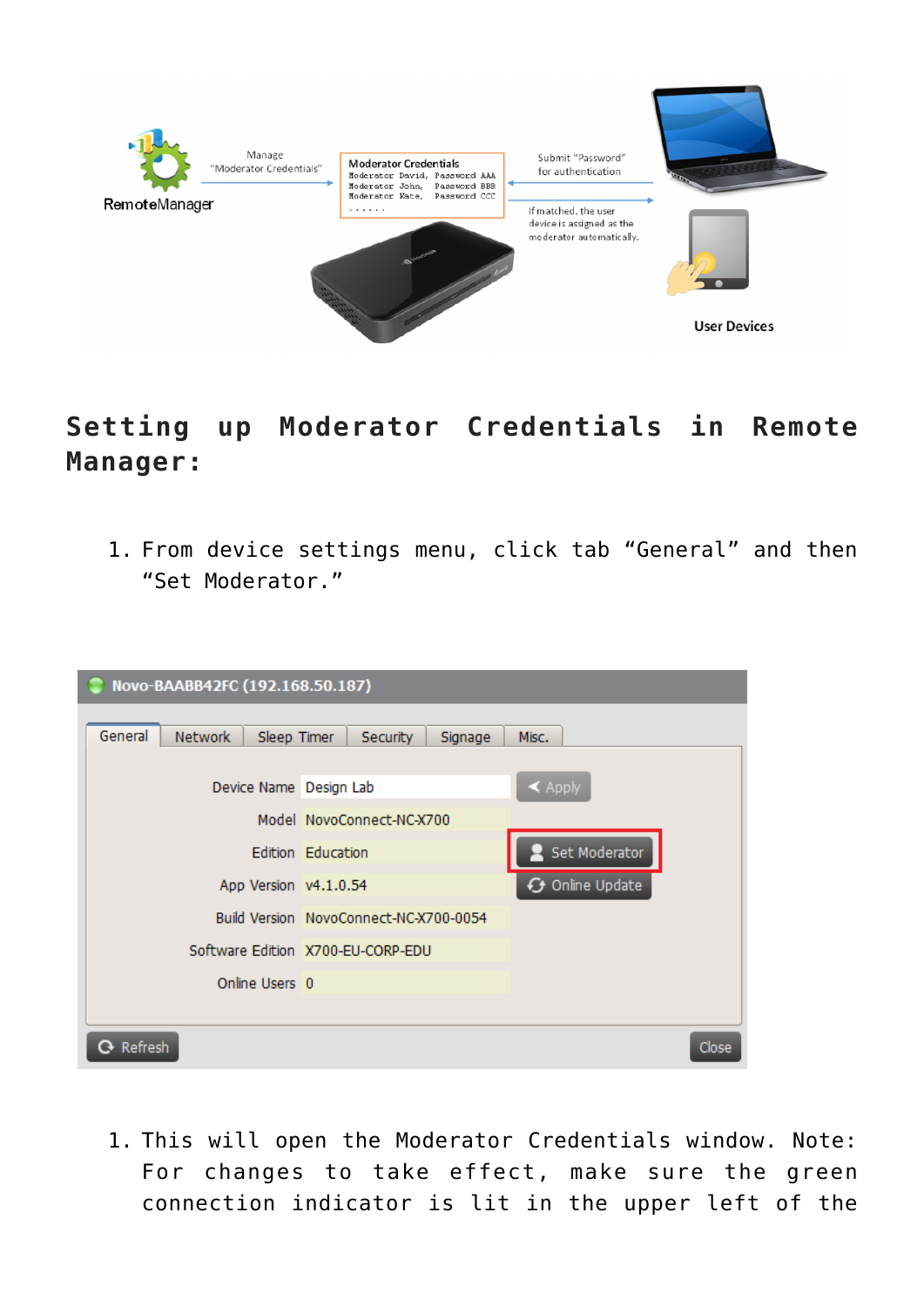## Setting up Moderator Credentials in Remote Manager:

1. From device settings menu, click tab “General” and then “Set Moderator.”

1. This will open the Moderator Credentials window. Note: For changes to take effect, make sure the green connection indicator is lit in the upper left of the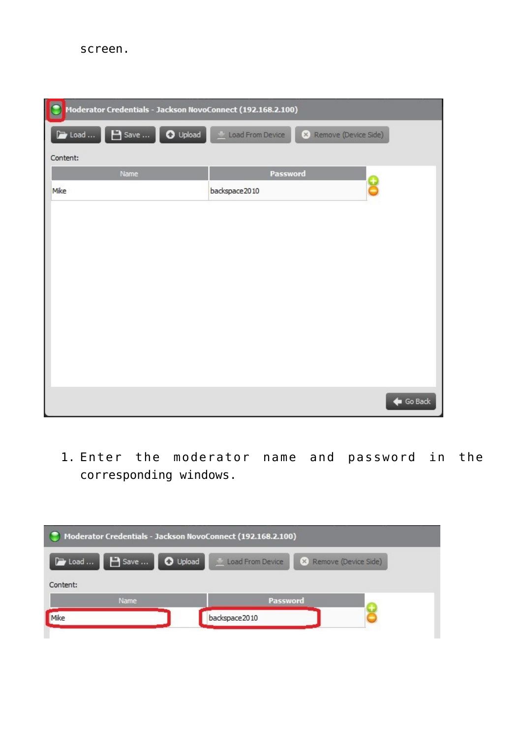screen.

1. Enter the moderator name and password in the corresponding windows.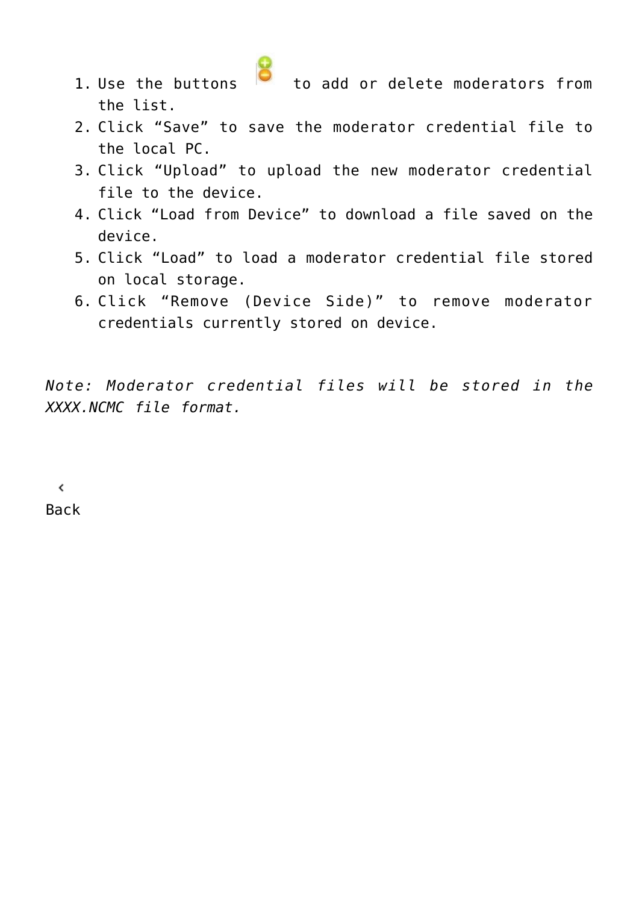1. Use the buttons to add or delete moderators from the list.
2. Click "Save" to save the moderator credential file to the local PC.
3. Click "Upload" to upload the new moderator credential file to the device.
4. Click "Load from Device" to download a file saved on the device.
5. Click "Load" to load a moderator credential file stored on local storage.
6. Click "Remove (Device Side)" to remove moderator credentials currently stored on device.

*Note: Moderator credential files will be stored in the XXXX.NCMC file format.*

‹
Back